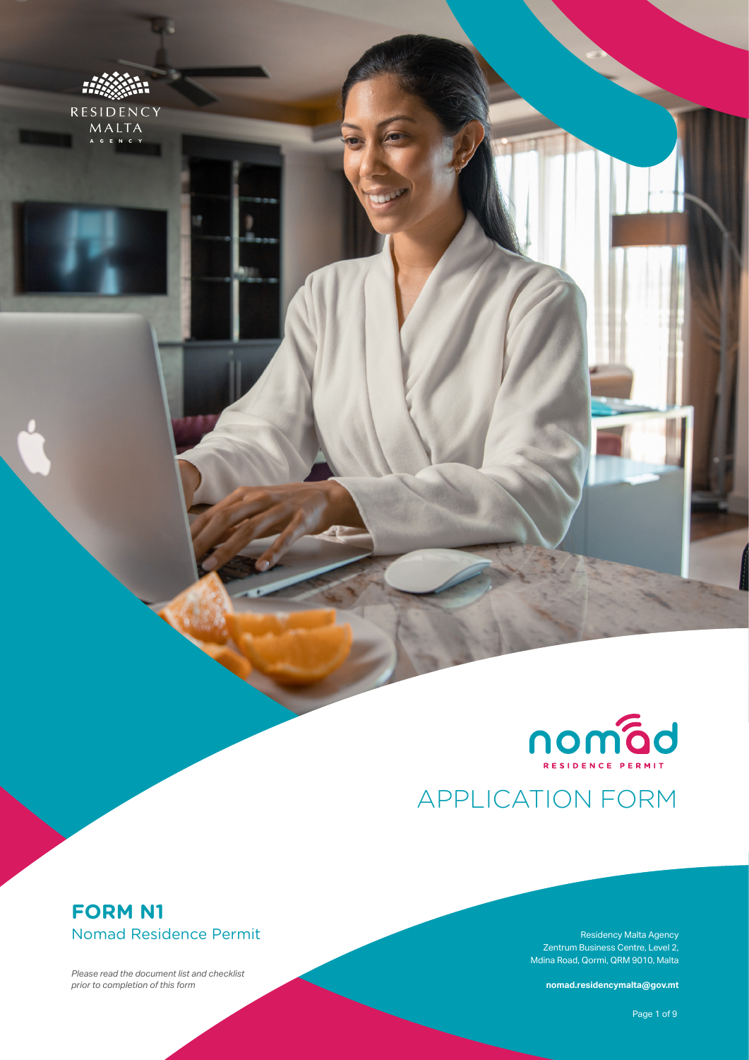RESIDENCY MALTA AGENCY

nomad RESIDENCE PERMIT

# APPLICATION FORM

## FORM N1

Nomad Residence Permit

*Please read the document list and checklist prior to completion of this form*

Residency Malta Agency
Zentrum Business Centre, Level 2,
Mdina Road, Qormi, QRM 9010, Malta

**nomad.residencymalta@gov.mt**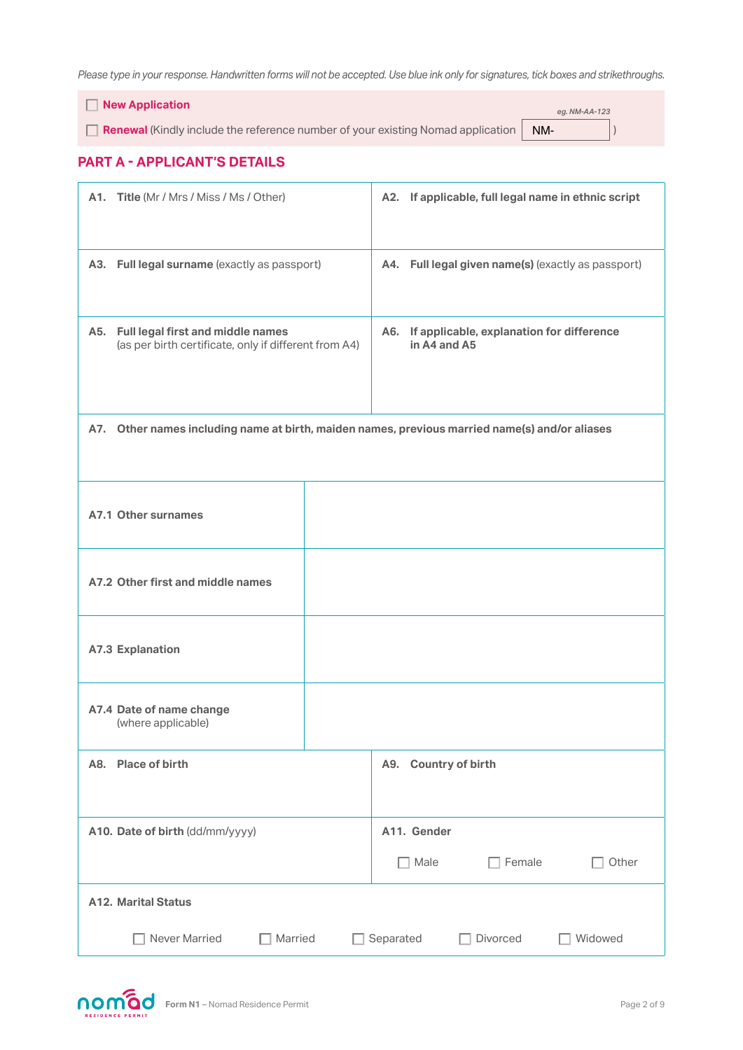*Please type in your response. Handwritten forms will not be accepted. Use blue ink only for signatures, tick boxes and strikethroughs.*

☐ **New Application**

☐ **Renewal** (Kindly include the reference number of your existing Nomad application NM-          ) *eg. NM-AA-123*

## PART A - APPLICANT'S DETAILS

| | |
|---|---|
| **A1. Title** (Mr / Mrs / Miss / Ms / Other) | **A2. If applicable, full legal name in ethnic script** |
| **A3. Full legal surname** (exactly as passport) | **A4. Full legal given name(s)** (exactly as passport) |
| **A5. Full legal first and middle names** (as per birth certificate, only if different from A4) | **A6. If applicable, explanation for difference in A4 and A5** |

**A7. Other names including name at birth, maiden names, previous married name(s) and/or aliases**

| | |
|---|---|
| **A7.1 Other surnames** | |
| **A7.2 Other first and middle names** | |
| **A7.3 Explanation** | |
| **A7.4 Date of name change** (where applicable) | |

| | |
|---|---|
| **A8. Place of birth** | **A9. Country of birth** |
| **A10. Date of birth** (dd/mm/yyyy) | **A11. Gender** ☐ Male ☐ Female ☐ Other |

**A12. Marital Status**

☐ Never Married ☐ Married ☐ Separated ☐ Divorced ☐ Widowed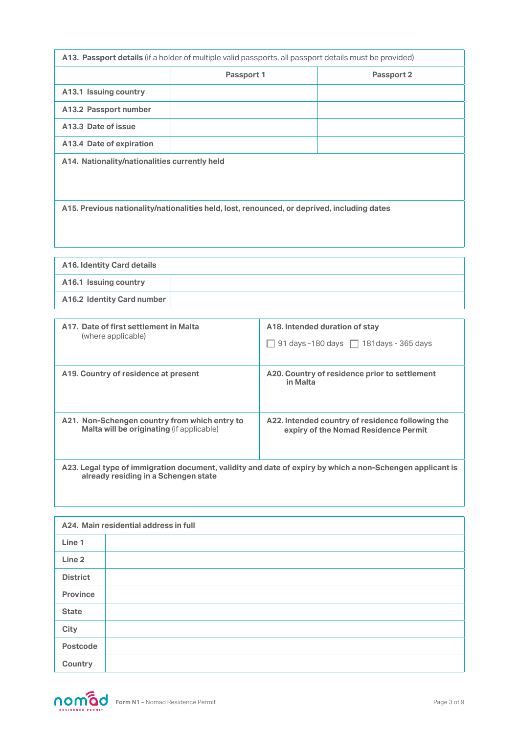| **A13. Passport details** (if a holder of multiple valid passports, all passport details must be provided) | | |
|---|---|---|
| | **Passport 1** | **Passport 2** |
| **A13.1 Issuing country** | | |
| **A13.2 Passport number** | | |
| **A13.3 Date of issue** | | |
| **A13.4 Date of expiration** | | |

**A14. Nationality/nationalities currently held**

**A15. Previous nationality/nationalities held, lost, renounced, or deprived, including dates**

| **A16. Identity Card details** | |
|---|---|
| **A16.1 Issuing country** | |
| **A16.2 Identity Card number** | |

| | |
|---|---|
| **A17. Date of first settlement in Malta** (where applicable) | **A18. Intended duration of stay** ☐ 91 days -180 days ☐ 181days - 365 days |
| **A19. Country of residence at present** | **A20. Country of residence prior to settlement in Malta** |
| **A21. Non-Schengen country from which entry to Malta will be originating** (if applicable) | **A22. Intended country of residence following the expiry of the Nomad Residence Permit** |

**A23. Legal type of immigration document, validity and date of expiry by which a non-Schengen applicant is already residing in a Schengen state**

| **A24. Main residential address in full** | |
|---|---|
| **Line 1** | |
| **Line 2** | |
| **District** | |
| **Province** | |
| **State** | |
| **City** | |
| **Postcode** | |
| **Country** | |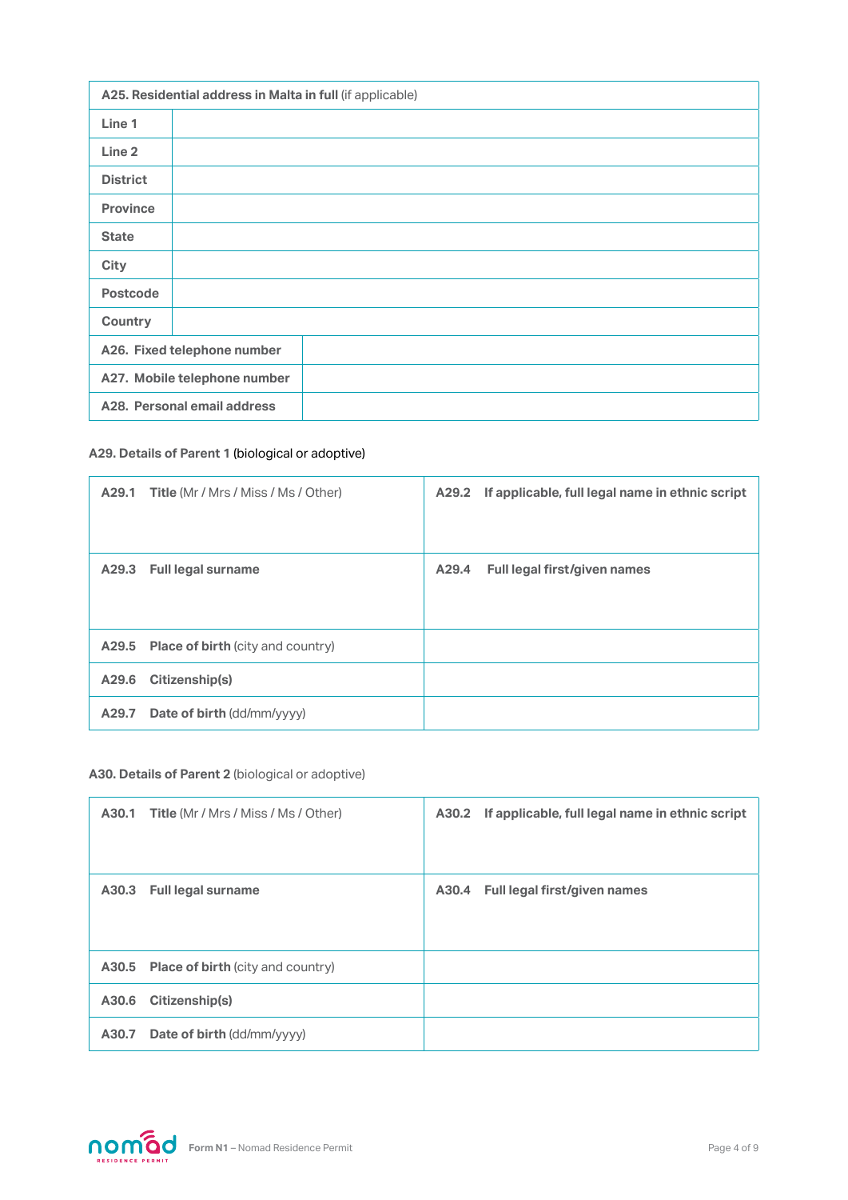| **A25. Residential address in Malta in full** (if applicable) | |
|---|---|
| **Line 1** | |
| **Line 2** | |
| **District** | |
| **Province** | |
| **State** | |
| **City** | |
| **Postcode** | |
| **Country** | |
| **A26. Fixed telephone number** | |
| **A27. Mobile telephone number** | |
| **A28. Personal email address** | |

**A29. Details of Parent 1** (biological or adoptive)

| | |
|---|---|
| **A29.1 Title** (Mr / Mrs / Miss / Ms / Other) | **A29.2 If applicable, full legal name in ethnic script** |
| **A29.3 Full legal surname** | **A29.4 Full legal first/given names** |
| **A29.5 Place of birth** (city and country) | |
| **A29.6 Citizenship(s)** | |
| **A29.7 Date of birth** (dd/mm/yyyy) | |

**A30. Details of Parent 2** (biological or adoptive)

| | |
|---|---|
| **A30.1 Title** (Mr / Mrs / Miss / Ms / Other) | **A30.2 If applicable, full legal name in ethnic script** |
| **A30.3 Full legal surname** | **A30.4 Full legal first/given names** |
| **A30.5 Place of birth** (city and country) | |
| **A30.6 Citizenship(s)** | |
| **A30.7 Date of birth** (dd/mm/yyyy) | |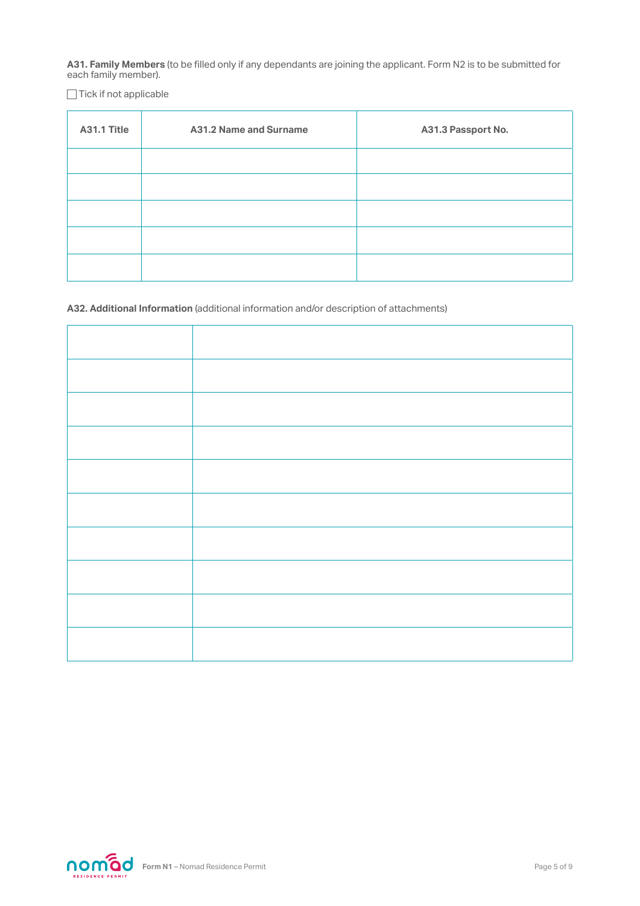**A31. Family Members** (to be filled only if any dependants are joining the applicant. Form N2 is to be submitted for each family member).

☐ Tick if not applicable

| A31.1 Title | A31.2 Name and Surname | A31.3 Passport No. |
| --- | --- | --- |
| | | |
| | | |
| | | |
| | | |
| | | |

**A32. Additional Information** (additional information and/or description of attachments)

| | |
| --- | --- |
| | |
| | |
| | |
| | |
| | |
| | |
| | |
| | |
| | |
| | |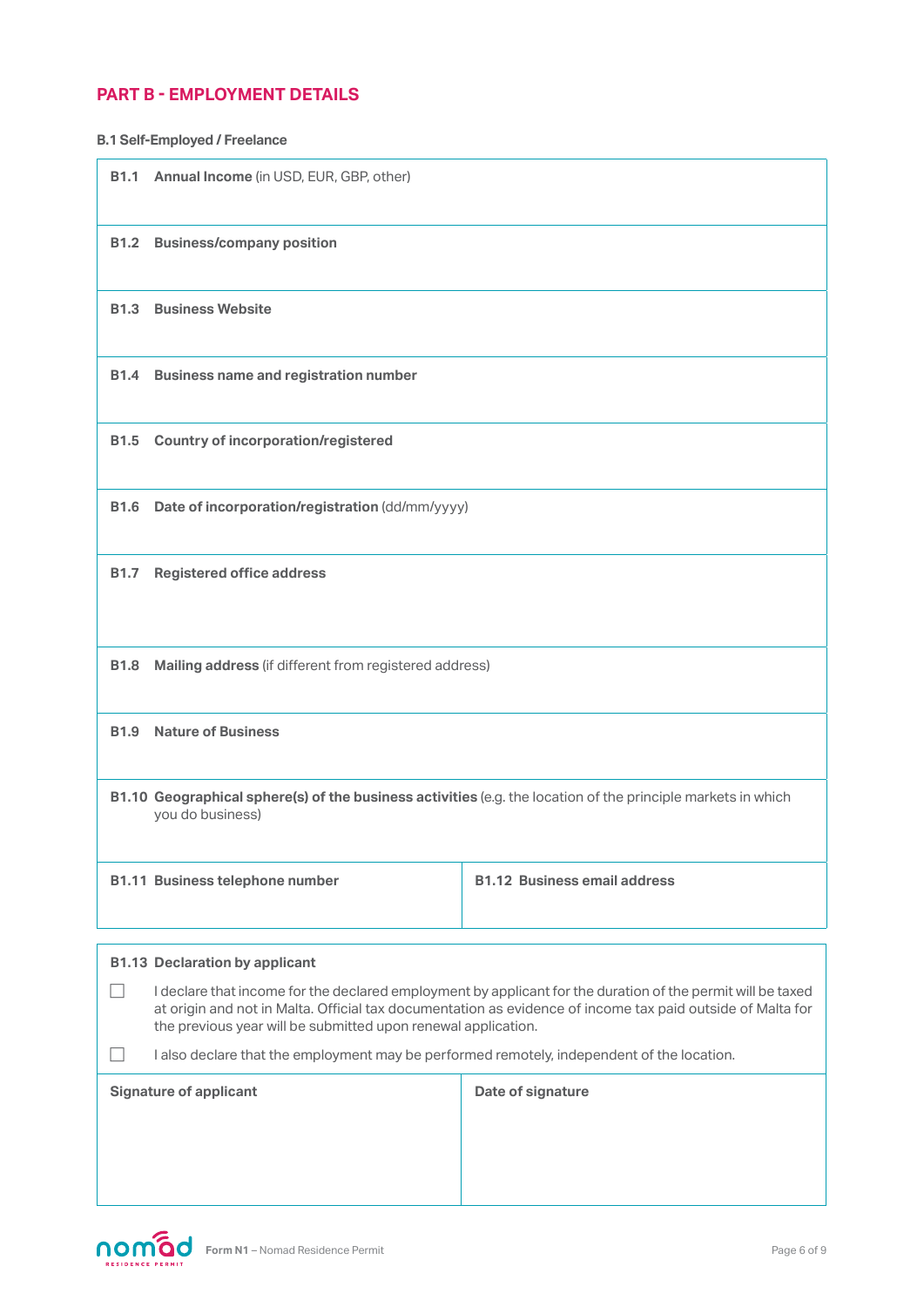## PART B - EMPLOYMENT DETAILS

**B.1 Self-Employed / Freelance**

| |
|---|
| **B1.1 Annual Income** (in USD, EUR, GBP, other) |
| **B1.2 Business/company position** |
| **B1.3 Business Website** |
| **B1.4 Business name and registration number** |
| **B1.5 Country of incorporation/registered** |
| **B1.6 Date of incorporation/registration** (dd/mm/yyyy) |
| **B1.7 Registered office address** |
| **B1.8 Mailing address** (if different from registered address) |
| **B1.9 Nature of Business** |
| **B1.10 Geographical sphere(s) of the business activities** (e.g. the location of the principle markets in which you do business) |

| **B1.11 Business telephone number** | **B1.12 Business email address** |
|---|---|
| | |

**B1.13 Declaration by applicant**

- ☐ I declare that income for the declared employment by applicant for the duration of the permit will be taxed at origin and not in Malta. Official tax documentation as evidence of income tax paid outside of Malta for the previous year will be submitted upon renewal application.
- ☐ I also declare that the employment may be performed remotely, independent of the location.

| **Signature of applicant** | **Date of signature** |
|---|---|
| | |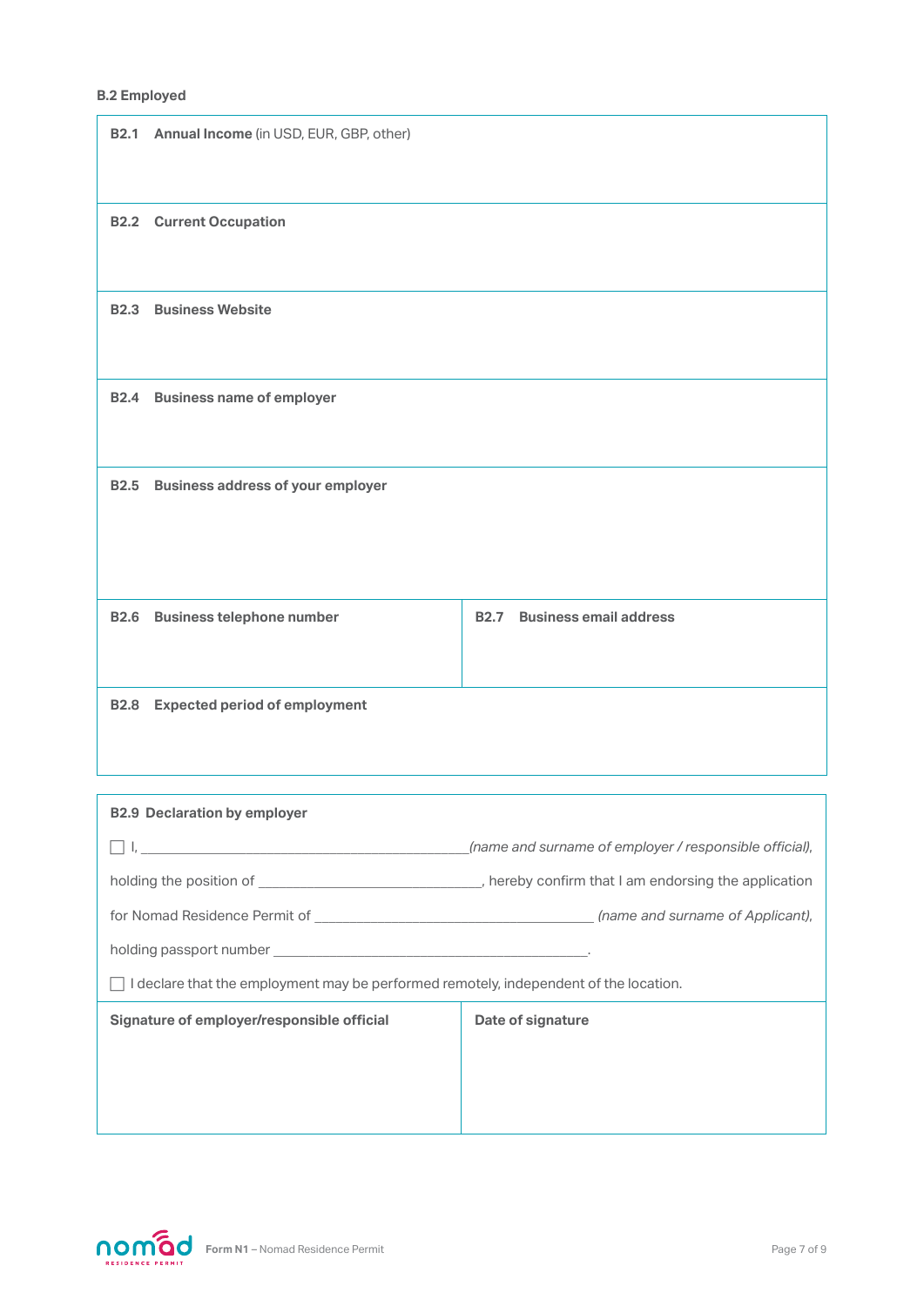### B.2 Employed

| | |
|---|---|
| **B2.1 Annual Income** (in USD, EUR, GBP, other) | |
| **B2.2 Current Occupation** | |
| **B2.3 Business Website** | |
| **B2.4 Business name of employer** | |
| **B2.5 Business address of your employer** | |
| **B2.6 Business telephone number** | **B2.7 Business email address** |
| **B2.8 Expected period of employment** | |

**B2.9 Declaration by employer**

☐ I, ______________________________ *(name and surname of employer / responsible official)*, holding the position of ______________________, hereby confirm that I am endorsing the application for Nomad Residence Permit of ____________________________ *(name and surname of Applicant)*, holding passport number ________________________________.

☐ I declare that the employment may be performed remotely, independent of the location.

| Signature of employer/responsible official | Date of signature |
|---|---|
| | |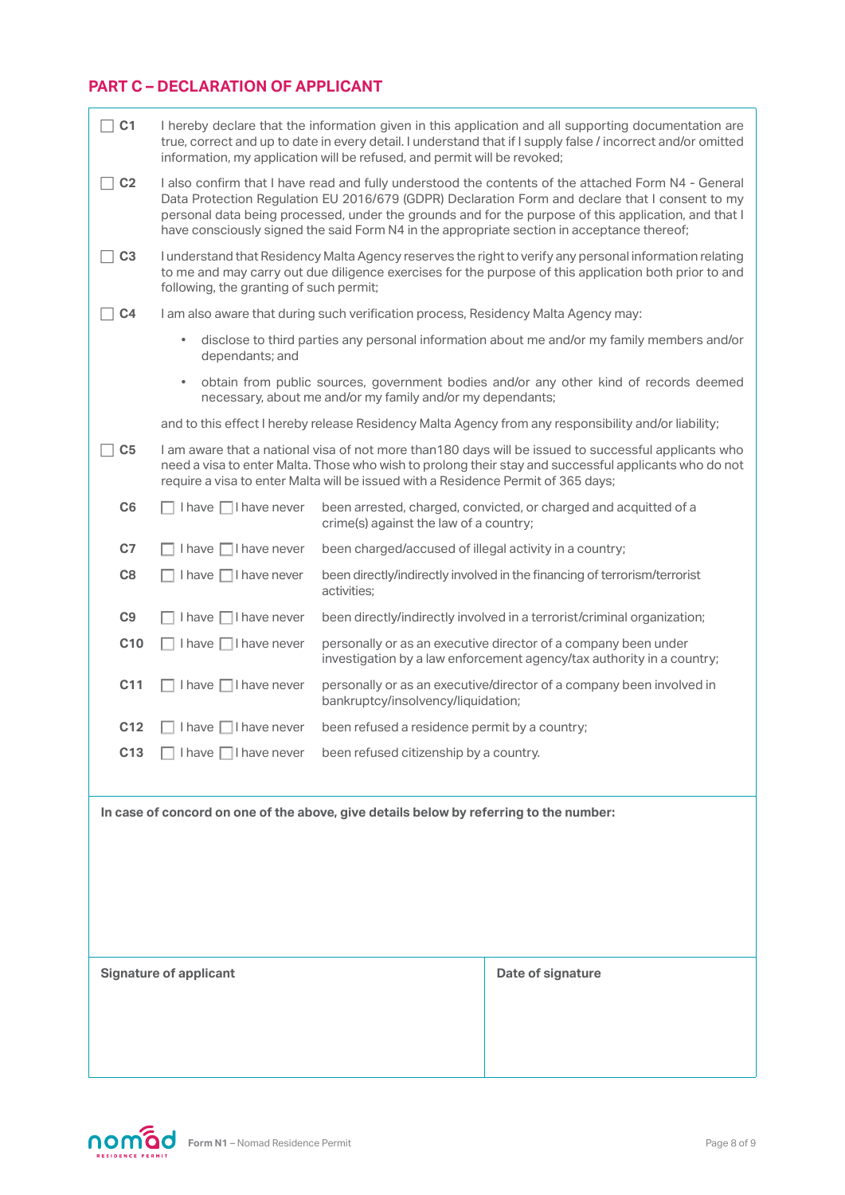## PART C – DECLARATION OF APPLICANT

☐ **C1** I hereby declare that the information given in this application and all supporting documentation are true, correct and up to date in every detail. I understand that if I supply false / incorrect and/or omitted information, my application will be refused, and permit will be revoked;

☐ **C2** I also confirm that I have read and fully understood the contents of the attached Form N4 - General Data Protection Regulation EU 2016/679 (GDPR) Declaration Form and declare that I consent to my personal data being processed, under the grounds and for the purpose of this application, and that I have consciously signed the said Form N4 in the appropriate section in acceptance thereof;

☐ **C3** I understand that Residency Malta Agency reserves the right to verify any personal information relating to me and may carry out due diligence exercises for the purpose of this application both prior to and following, the granting of such permit;

☐ **C4** I am also aware that during such verification process, Residency Malta Agency may:

- disclose to third parties any personal information about me and/or my family members and/or dependants; and
- obtain from public sources, government bodies and/or any other kind of records deemed necessary, about me and/or my family and/or my dependants;

and to this effect I hereby release Residency Malta Agency from any responsibility and/or liability;

☐ **C5** I am aware that a national visa of not more than180 days will be issued to successful applicants who need a visa to enter Malta. Those who wish to prolong their stay and successful applicants who do not require a visa to enter Malta will be issued with a Residence Permit of 365 days;

| | | |
|---|---|---|
| **C6** | ☐ I have ☐ I have never | been arrested, charged, convicted, or charged and acquitted of a crime(s) against the law of a country; |
| **C7** | ☐ I have ☐ I have never | been charged/accused of illegal activity in a country; |
| **C8** | ☐ I have ☐ I have never | been directly/indirectly involved in the financing of terrorism/terrorist activities; |
| **C9** | ☐ I have ☐ I have never | been directly/indirectly involved in a terrorist/criminal organization; |
| **C10** | ☐ I have ☐ I have never | personally or as an executive director of a company been under investigation by a law enforcement agency/tax authority in a country; |
| **C11** | ☐ I have ☐ I have never | personally or as an executive/director of a company been involved in bankruptcy/insolvency/liquidation; |
| **C12** | ☐ I have ☐ I have never | been refused a residence permit by a country; |
| **C13** | ☐ I have ☐ I have never | been refused citizenship by a country. |

**In case of concord on one of the above, give details below by referring to the number:**

| **Signature of applicant** | **Date of signature** |
|---|---|
| | |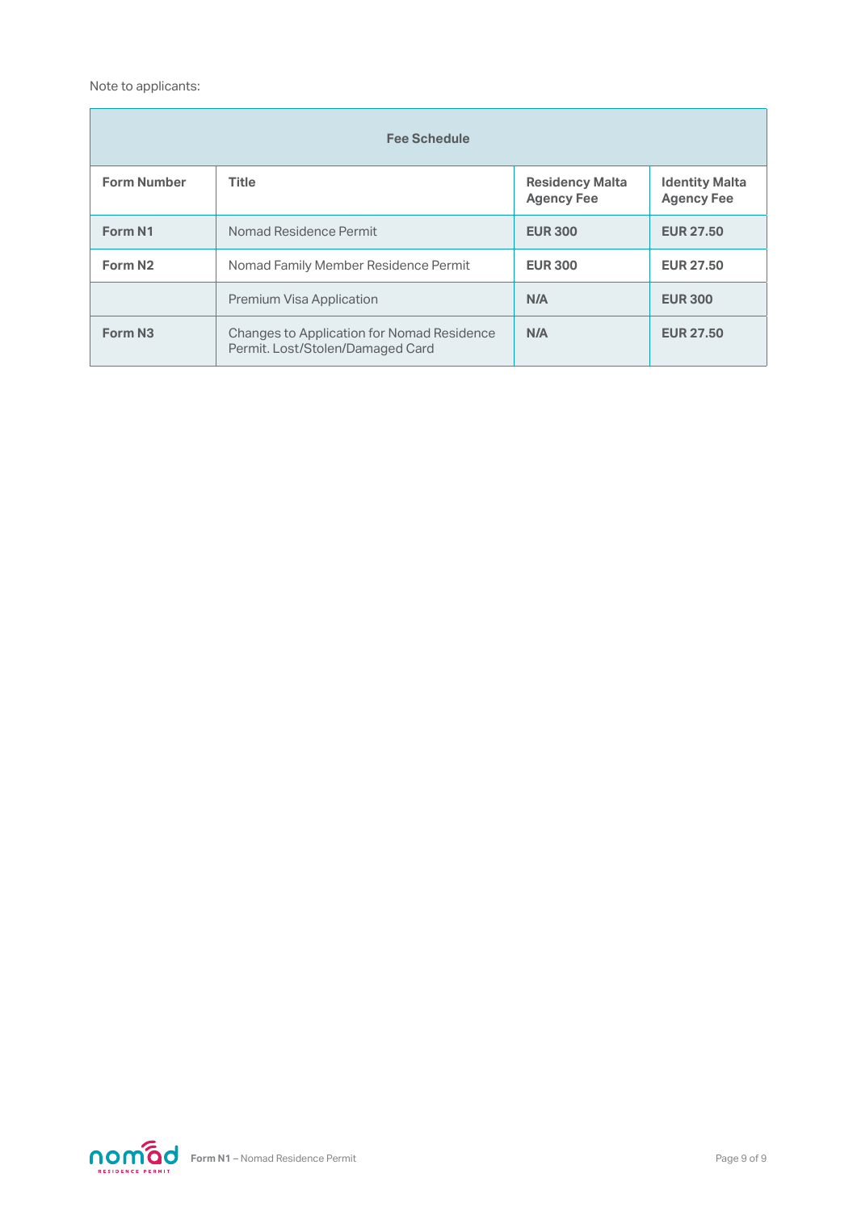Note to applicants:

| Fee Schedule | | | |
|---|---|---|---|
| **Form Number** | **Title** | **Residency Malta Agency Fee** | **Identity Malta Agency Fee** |
| **Form N1** | Nomad Residence Permit | **EUR 300** | **EUR 27.50** |
| **Form N2** | Nomad Family Member Residence Permit | **EUR 300** | **EUR 27.50** |
| | Premium Visa Application | **N/A** | **EUR 300** |
| **Form N3** | Changes to Application for Nomad Residence Permit. Lost/Stolen/Damaged Card | **N/A** | **EUR 27.50** |